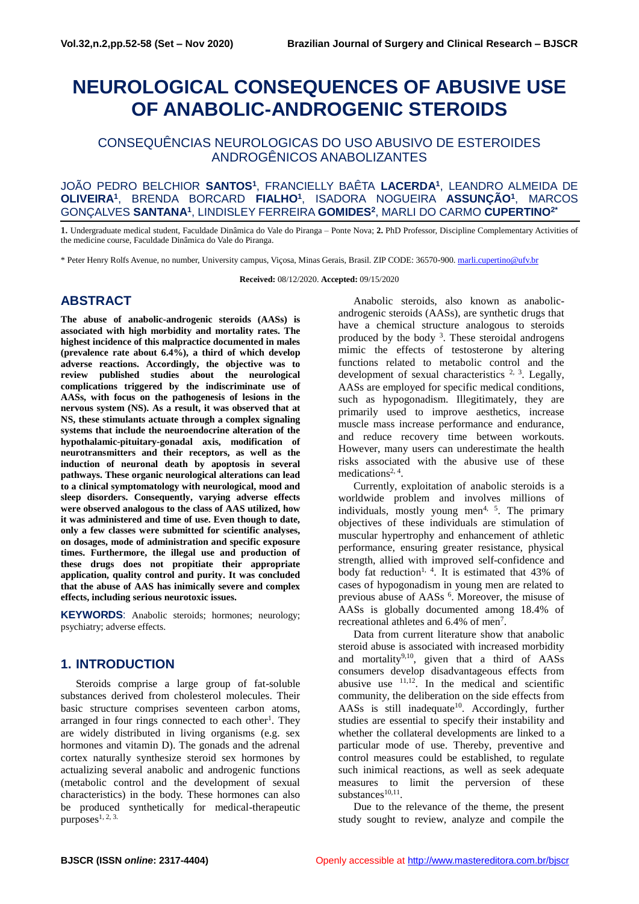# NEUROLOGICAL CONSEQUENCES OF ABUSIVE USE OF ANABOLIC-ANDROGENIC STEROIDS

## CONSEQUÊNCIAS NEUROLOGICAS DO USO ABUSIVO DE ESTEROIDES ANDROGÊNICOS ANABOLIZANTES

JOÃO PEDRO BELCHIOR **SANTOS**[1], FRANCIELLY BAÊTA **LACERDA**[1], LEANDRO ALMEIDA DE **OLIVEIRA**[1], BRENDA BORCARD **FIALHO**[1], ISADORA NOGUEIRA **ASSUNÇÃO**[1], MARCOS GONÇALVES **SANTANA**[1], LINDISLEY FERREIRA **GOMIDES**[2], MARLI DO CARMO **CUPERTINO**[2*]

**1.** Undergraduate medical student, Faculdade Dinâmica do Vale do Piranga – Ponte Nova; **2.** PhD Professor, Discipline Complementary Activities of the medicine course, Faculdade Dinâmica do Vale do Piranga.

\* Peter Henry Rolfs Avenue, no number, University campus, Viçosa, Minas Gerais, Brasil. ZIP CODE: 36570-900. marli.cupertino@ufv.br

**Received:** 08/12/2020. **Accepted:** 09/15/2020

## ABSTRACT

**The abuse of anabolic-androgenic steroids (AASs) is associated with high morbidity and mortality rates. The highest incidence of this malpractice documented in males (prevalence rate about 6.4%), a third of which develop adverse reactions. Accordingly, the objective was to review published studies about the neurological complications triggered by the indiscriminate use of AASs, with focus on the pathogenesis of lesions in the nervous system (NS). As a result, it was observed that at NS, these stimulants actuate through a complex signaling systems that include the neuroendocrine alteration of the hypothalamic-pituitary-gonadal axis, modification of neurotransmitters and their receptors, as well as the induction of neuronal death by apoptosis in several pathways. These organic neurological alterations can lead to a clinical symptomatology with neurological, mood and sleep disorders. Consequently, varying adverse effects were observed analogous to the class of AAS utilized, how it was administered and time of use. Even though to date, only a few classes were submitted for scientific analyses, on dosages, mode of administration and specific exposure times. Furthermore, the illegal use and production of these drugs does not propitiate their appropriate application, quality control and purity. It was concluded that the abuse of AAS has inimically severe and complex effects, including serious neurotoxic issues.**

**KEYWORDS**: Anabolic steroids; hormones; neurology; psychiatry; adverse effects.

## 1. INTRODUCTION

Steroids comprise a large group of fat-soluble substances derived from cholesterol molecules. Their basic structure comprises seventeen carbon atoms, arranged in four rings connected to each other[1]. They are widely distributed in living organisms (e.g. sex hormones and vitamin D). The gonads and the adrenal cortex naturally synthesize steroid sex hormones by actualizing several anabolic and androgenic functions (metabolic control and the development of sexual characteristics) in the body. These hormones can also be produced synthetically for medical-therapeutic purposes[1, 2, 3].

Anabolic steroids, also known as anabolic-androgenic steroids (AASs), are synthetic drugs that have a chemical structure analogous to steroids produced by the body [3]. These steroidal androgens mimic the effects of testosterone by altering functions related to metabolic control and the development of sexual characteristics [2, 3]. Legally, AASs are employed for specific medical conditions, such as hypogonadism. Illegitimately, they are primarily used to improve aesthetics, increase muscle mass increase performance and endurance, and reduce recovery time between workouts. However, many users can underestimate the health risks associated with the abusive use of these medications[2, 4].

Currently, exploitation of anabolic steroids is a worldwide problem and involves millions of individuals, mostly young men[4, 5]. The primary objectives of these individuals are stimulation of muscular hypertrophy and enhancement of athletic performance, ensuring greater resistance, physical strength, allied with improved self-confidence and body fat reduction[1, 4]. It is estimated that 43% of cases of hypogonadism in young men are related to previous abuse of AASs [6]. Moreover, the misuse of AASs is globally documented among 18.4% of recreational athletes and 6.4% of men[7].

Data from current literature show that anabolic steroid abuse is associated with increased morbidity and mortality[9,10], given that a third of AASs consumers develop disadvantageous effects from abusive use [11,12]. In the medical and scientific community, the deliberation on the side effects from AASs is still inadequate[10]. Accordingly, further studies are essential to specify their instability and whether the collateral developments are linked to a particular mode of use. Thereby, preventive and control measures could be established, to regulate such inimical reactions, as well as seek adequate measures to limit the perversion of these substances[10,11].

Due to the relevance of the theme, the present study sought to review, analyze and compile the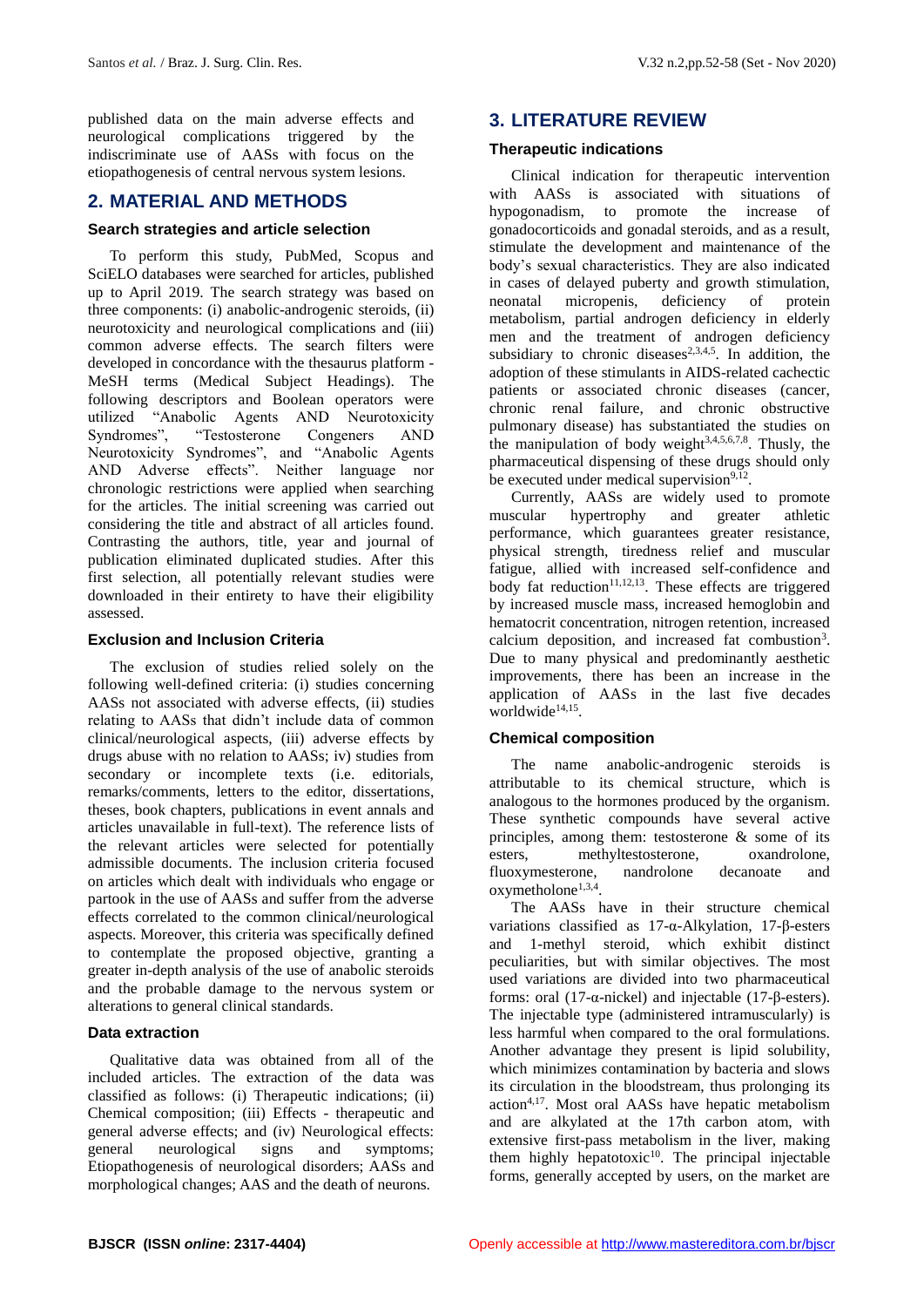published data on the main adverse effects and neurological complications triggered by the indiscriminate use of AASs with focus on the etiopathogenesis of central nervous system lesions.

## 2. MATERIAL AND METHODS

### Search strategies and article selection

To perform this study, PubMed, Scopus and SciELO databases were searched for articles, published up to April 2019. The search strategy was based on three components: (i) anabolic-androgenic steroids, (ii) neurotoxicity and neurological complications and (iii) common adverse effects. The search filters were developed in concordance with the thesaurus platform - MeSH terms (Medical Subject Headings). The following descriptors and Boolean operators were utilized "Anabolic Agents AND Neurotoxicity Syndromes", "Testosterone Congeners AND Neurotoxicity Syndromes", and "Anabolic Agents AND Adverse effects". Neither language nor chronologic restrictions were applied when searching for the articles. The initial screening was carried out considering the title and abstract of all articles found. Contrasting the authors, title, year and journal of publication eliminated duplicated studies. After this first selection, all potentially relevant studies were downloaded in their entirety to have their eligibility assessed.

### Exclusion and Inclusion Criteria

The exclusion of studies relied solely on the following well-defined criteria: (i) studies concerning AASs not associated with adverse effects, (ii) studies relating to AASs that didn't include data of common clinical/neurological aspects, (iii) adverse effects by drugs abuse with no relation to AASs; iv) studies from secondary or incomplete texts (i.e. editorials, remarks/comments, letters to the editor, dissertations, theses, book chapters, publications in event annals and articles unavailable in full-text). The reference lists of the relevant articles were selected for potentially admissible documents. The inclusion criteria focused on articles which dealt with individuals who engage or partook in the use of AASs and suffer from the adverse effects correlated to the common clinical/neurological aspects. Moreover, this criteria was specifically defined to contemplate the proposed objective, granting a greater in-depth analysis of the use of anabolic steroids and the probable damage to the nervous system or alterations to general clinical standards.

### Data extraction

Qualitative data was obtained from all of the included articles. The extraction of the data was classified as follows: (i) Therapeutic indications; (ii) Chemical composition; (iii) Effects - therapeutic and general adverse effects; and (iv) Neurological effects: general neurological signs and symptoms; Etiopathogenesis of neurological disorders; AASs and morphological changes; AAS and the death of neurons.

## 3. LITERATURE REVIEW

### Therapeutic indications

Clinical indication for therapeutic intervention with AASs is associated with situations of hypogonadism, to promote the increase of gonadocorticoids and gonadal steroids, and as a result, stimulate the development and maintenance of the body's sexual characteristics. They are also indicated in cases of delayed puberty and growth stimulation, neonatal micropenis, deficiency of protein metabolism, partial androgen deficiency in elderly men and the treatment of androgen deficiency subsidiary to chronic diseases[2,3,4,5]. In addition, the adoption of these stimulants in AIDS-related cachectic patients or associated chronic diseases (cancer, chronic renal failure, and chronic obstructive pulmonary disease) has substantiated the studies on the manipulation of body weight[3,4,5,6,7,8]. Thusly, the pharmaceutical dispensing of these drugs should only be executed under medical supervision[9,12].

Currently, AASs are widely used to promote muscular hypertrophy and greater athletic performance, which guarantees greater resistance, physical strength, tiredness relief and muscular fatigue, allied with increased self-confidence and body fat reduction[11,12,13]. These effects are triggered by increased muscle mass, increased hemoglobin and hematocrit concentration, nitrogen retention, increased calcium deposition, and increased fat combustion[3]. Due to many physical and predominantly aesthetic improvements, there has been an increase in the application of AASs in the last five decades worldwide[14,15].

### Chemical composition

The name anabolic-androgenic steroids is attributable to its chemical structure, which is analogous to the hormones produced by the organism. These synthetic compounds have several active principles, among them: testosterone & some of its esters, methyltestosterone, oxandrolone, fluoxymesterone, nandrolone decanoate and oxymetholone[1,3,4].

The AASs have in their structure chemical variations classified as 17-α-Alkylation, 17-β-esters and 1-methyl steroid, which exhibit distinct peculiarities, but with similar objectives. The most used variations are divided into two pharmaceutical forms: oral (17-α-nickel) and injectable (17-β-esters). The injectable type (administered intramuscularly) is less harmful when compared to the oral formulations. Another advantage they present is lipid solubility, which minimizes contamination by bacteria and slows its circulation in the bloodstream, thus prolonging its action[4,17]. Most oral AASs have hepatic metabolism and are alkylated at the 17th carbon atom, with extensive first-pass metabolism in the liver, making them highly hepatotoxic[10]. The principal injectable forms, generally accepted by users, on the market are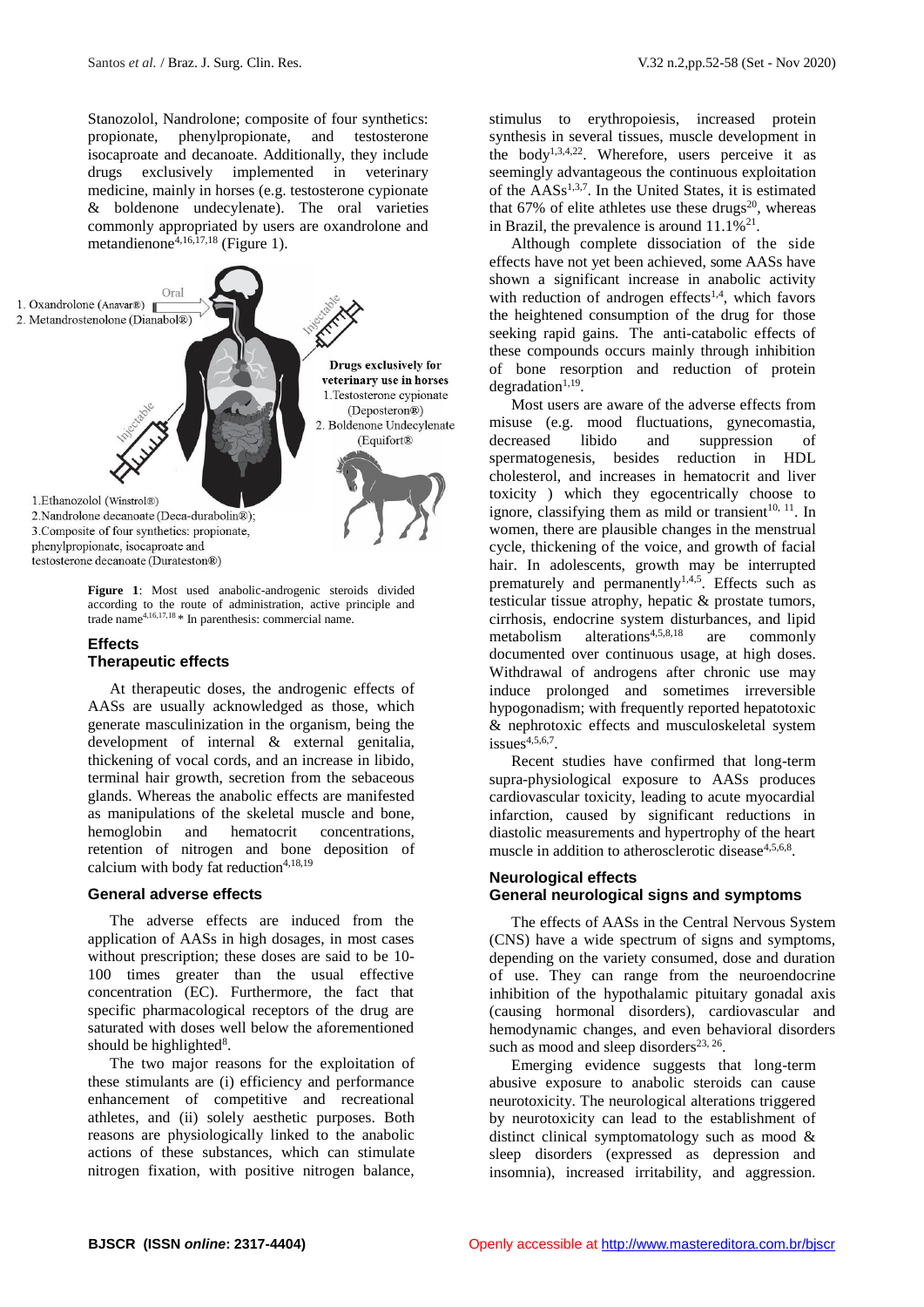Stanozolol, Nandrolone; composite of four synthetics: propionate, phenylpropionate, and testosterone isocaproate and decanoate. Additionally, they include drugs exclusively implemented in veterinary medicine, mainly in horses (e.g. testosterone cypionate & boldenone undecylenate). The oral varieties commonly appropriated by users are oxandrolone and metandienone[4,16,17,18] (Figure 1).

1. Oxandrolone (Anavar®)
2. Metandrostenolone (Dianabol®)

Oral

Injectable

Drugs exclusively for veterinary use in horses
1.Testosterone cypionate (Deposteron®)
2. Boldenone Undecylenate (Equifort®)

Injectable

1.Ethanozolol (Winstrol®)
2.Nandrolone decanoate (Deca-durabolin®);
3.Composite of four synthetics: propionate, phenylpropionate, isocaproate and testosterone decanoate (Durateston®)

**Figure 1**: Most used anabolic-androgenic steroids divided according to the route of administration, active principle and trade name[4,16,17,18] * In parenthesis: commercial name.

## Effects

### Therapeutic effects

At therapeutic doses, the androgenic effects of AASs are usually acknowledged as those, which generate masculinization in the organism, being the development of internal & external genitalia, thickening of vocal cords, and an increase in libido, terminal hair growth, secretion from the sebaceous glands. Whereas the anabolic effects are manifested as manipulations of the skeletal muscle and bone, hemoglobin and hematocrit concentrations, retention of nitrogen and bone deposition of calcium with body fat reduction[4,18,19]

### General adverse effects

The adverse effects are induced from the application of AASs in high dosages, in most cases without prescription; these doses are said to be 10-100 times greater than the usual effective concentration (EC). Furthermore, the fact that specific pharmacological receptors of the drug are saturated with doses well below the aforementioned should be highlighted[8].

The two major reasons for the exploitation of these stimulants are (i) efficiency and performance enhancement of competitive and recreational athletes, and (ii) solely aesthetic purposes. Both reasons are physiologically linked to the anabolic actions of these substances, which can stimulate nitrogen fixation, with positive nitrogen balance, stimulus to erythropoiesis, increased protein synthesis in several tissues, muscle development in the body[1,3,4,22]. Wherefore, users perceive it as seemingly advantageous the continuous exploitation of the AASs[1,3,7]. In the United States, it is estimated that 67% of elite athletes use these drugs[20], whereas in Brazil, the prevalence is around 11.1%[21].

Although complete dissociation of the side effects have not yet been achieved, some AASs have shown a significant increase in anabolic activity with reduction of androgen effects[1,4], which favors the heightened consumption of the drug for those seeking rapid gains. The anti-catabolic effects of these compounds occurs mainly through inhibition of bone resorption and reduction of protein degradation[1,19].

Most users are aware of the adverse effects from misuse (e.g. mood fluctuations, gynecomastia, decreased libido and suppression of spermatogenesis, besides reduction in HDL cholesterol, and increases in hematocrit and liver toxicity ) which they egocentrically choose to ignore, classifying them as mild or transient[10, 11]. In women, there are plausible changes in the menstrual cycle, thickening of the voice, and growth of facial hair. In adolescents, growth may be interrupted prematurely and permanently[1,4,5]. Effects such as testicular tissue atrophy, hepatic & prostate tumors, cirrhosis, endocrine system disturbances, and lipid metabolism alterations[4,5,8,18] are commonly documented over continuous usage, at high doses. Withdrawal of androgens after chronic use may induce prolonged and sometimes irreversible hypogonadism; with frequently reported hepatotoxic & nephrotoxic effects and musculoskeletal system issues[4,5,6,7].

Recent studies have confirmed that long-term supra-physiological exposure to AASs produces cardiovascular toxicity, leading to acute myocardial infarction, caused by significant reductions in diastolic measurements and hypertrophy of the heart muscle in addition to atherosclerotic disease[4,5,6,8].

## Neurological effects

### General neurological signs and symptoms

The effects of AASs in the Central Nervous System (CNS) have a wide spectrum of signs and symptoms, depending on the variety consumed, dose and duration of use. They can range from the neuroendocrine inhibition of the hypothalamic pituitary gonadal axis (causing hormonal disorders), cardiovascular and hemodynamic changes, and even behavioral disorders such as mood and sleep disorders[23, 26].

Emerging evidence suggests that long-term abusive exposure to anabolic steroids can cause neurotoxicity. The neurological alterations triggered by neurotoxicity can lead to the establishment of distinct clinical symptomatology such as mood & sleep disorders (expressed as depression and insomnia), increased irritability, and aggression.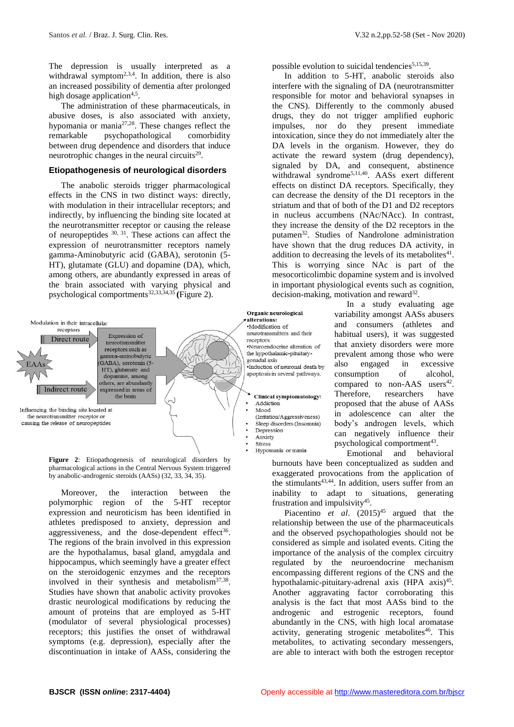The depression is usually interpreted as a withdrawal symptom[2,3,4]. In addition, there is also an increased possibility of dementia after prolonged high dosage application[4,5].

The administration of these pharmaceuticals, in abusive doses, is also associated with anxiety, hypomania or mania[27,28]. These changes reflect the remarkable psychopathological comorbidity between drug dependence and disorders that induce neurotrophic changes in the neural circuits[29].

### Etiopathogenesis of neurological disorders

The anabolic steroids trigger pharmacological effects in the CNS in two distinct ways: directly, with modulation in their intracellular receptors; and indirectly, by influencing the binding site located at the neurotransmitter receptor or causing the release of neuropeptides [30, 31]. These actions can affect the expression of neurotransmitter receptors namely gamma-Aminobutyric acid (GABA), serotonin (5-HT), glutamate (GLU) and dopamine (DA), which, among others, are abundantly expressed in areas of the brain associated with varying physical and psychological comportments[32,33,34,35] (Figure 2).

Modulation in their intracellular receptors

Direct route

EAAs

Indirect route

Influencing the binding site located at the neurotransmitter receptor or causing the release of neuropeptides

Expression of neurotransmitter receptors such as gamma-aminobutyric (GABA), serotonin (5-HT), glutamate and dopamine, among others, are abundantly expressed in areas of the brain

**Organic neurological alterations:**
- Modification of neurotransmitters and their receptors
- Neuroendocrine alteration of the hypothalamic-pituitary-gonadal axis
- Induction of neuronal death by apoptosis in several pathways.

**Clinical symptomatology:**
- Addiction
- Mood (Irritation/Aggressiveness)
- Sleep disorders (Insomnia)
- Depression
- Anxiety
- Stress
- Hypomania or mania

**Figure 2**: Etiopathogenesis of neurological disorders by pharmacological actions in the Central Nervous System triggered by anabolic-androgenic steroids (AASs) (32, 33, 34, 35).

Moreover, the interaction between the polymorphic region of the 5-HT receptor expression and neuroticism has been identified in athletes predisposed to anxiety, depression and aggressiveness, and the dose-dependent effect[36]. The regions of the brain involved in this expression are the hypothalamus, basal gland, amygdala and hippocampus, which seemingly have a greater effect on the steroidogenic enzymes and the receptors involved in their synthesis and metabolism[37,38]. Studies have shown that anabolic activity provokes drastic neurological modifications by reducing the amount of proteins that are employed as 5-HT (modulator of several physiological processes) receptors; this justifies the onset of withdrawal symptoms (e.g. depression), especially after the discontinuation in intake of AASs, considering the possible evolution to suicidal tendencies[5,15,39].

In addition to 5-HT, anabolic steroids also interfere with the signaling of DA (neurotransmitter responsible for motor and behavioral synapses in the CNS). Differently to the commonly abused drugs, they do not trigger amplified euphoric impulses, nor do they present immediate intoxication, since they do not immediately alter the DA levels in the organism. However, they do activate the reward system (drug dependency), signaled by DA, and consequent, abstinence withdrawal syndrome[5,11,40]. AASs exert different effects on distinct DA receptors. Specifically, they can decrease the density of the D1 receptors in the striatum and that of both of the D1 and D2 receptors in nucleus accumbens (NAc/NAcc). In contrast, they increase the density of the D2 receptors in the putamen[32]. Studies of Nandrolone administration have shown that the drug reduces DA activity, in addition to decreasing the levels of its metabolites[41]. This is worrying since NAc is part of the mesocorticolimbic dopamine system and is involved in important physiological events such as cognition, decision-making, motivation and reward[32].

In a study evaluating age variability amongst AASs abusers and consumers (athletes and habitual users), it was suggested that anxiety disorders were more prevalent among those who were also engaged in excessive consumption of alcohol, compared to non-AAS users[42]. Therefore, researchers have proposed that the abuse of AASs in adolescence can alter the body's androgen levels, which can negatively influence their psychological comportment[43].

Emotional and behavioral burnouts have been conceptualized as sudden and exaggerated provocations from the application of the stimulants[43,44]. In addition, users suffer from an inability to adapt to situations, generating frustration and impulsivity[45].

Piacentino *et al*. (2015)[45] argued that the relationship between the use of the pharmaceuticals and the observed psychopathologies should not be considered as simple and isolated events. Citing the importance of the analysis of the complex circuitry regulated by the neuroendocrine mechanism encompassing different regions of the CNS and the hypothalamic-pituitary-adrenal axis (HPA axis)[45]. Another aggravating factor corroborating this analysis is the fact that most AASs bind to the androgenic and estrogenic receptors, found abundantly in the CNS, with high local aromatase activity, generating strogenic metabolites[46]. This metabolites, to activating secondary messengers, are able to interact with both the estrogen receptor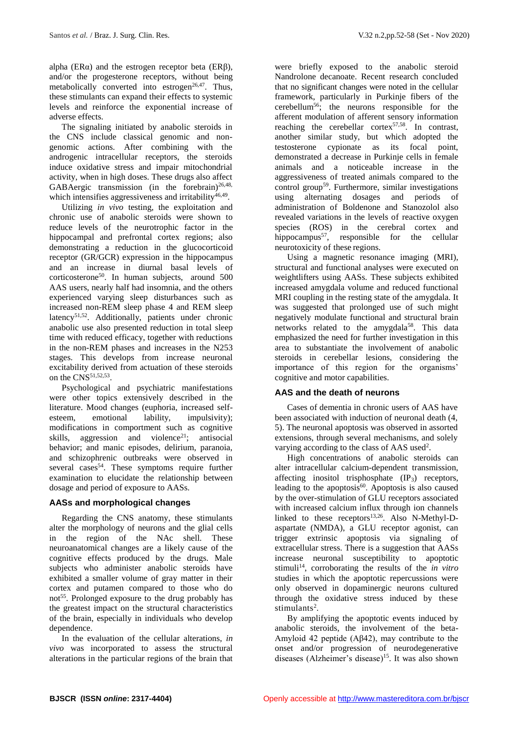alpha (ERα) and the estrogen receptor beta (ERβ), and/or the progesterone receptors, without being metabolically converted into estrogen[26,47]. Thus, these stimulants can expand their effects to systemic levels and reinforce the exponential increase of adverse effects.

The signaling initiated by anabolic steroids in the CNS include classical genomic and non-genomic actions. After combining with the androgenic intracellular receptors, the steroids induce oxidative stress and impair mitochondrial activity, when in high doses. These drugs also affect GABAergic transmission (in the forebrain)[26,48], which intensifies aggressiveness and irritability[46,49].

Utilizing *in vivo* testing, the exploitation and chronic use of anabolic steroids were shown to reduce levels of the neurotrophic factor in the hippocampal and prefrontal cortex regions; also demonstrating a reduction in the glucocorticoid receptor (GR/GCR) expression in the hippocampus and an increase in diurnal basal levels of corticosterone[50]. In human subjects, around 500 AAS users, nearly half had insomnia, and the others experienced varying sleep disturbances such as increased non-REM sleep phase 4 and REM sleep latency[51,52]. Additionally, patients under chronic anabolic use also presented reduction in total sleep time with reduced efficacy, together with reductions in the non-REM phases and increases in the N253 stages. This develops from increase neuronal excitability derived from actuation of these steroids on the CNS[51,52,53].

Psychological and psychiatric manifestations were other topics extensively described in the literature. Mood changes (euphoria, increased self-esteem, emotional lability, impulsivity); modifications in comportment such as cognitive skills, aggression and violence[21]; antisocial behavior; and manic episodes, delirium, paranoia, and schizophrenic outbreaks were observed in several cases[54]. These symptoms require further examination to elucidate the relationship between dosage and period of exposure to AASs.

### AASs and morphological changes

Regarding the CNS anatomy, these stimulants alter the morphology of neurons and the glial cells in the region of the NAc shell. These neuroanatomical changes are a likely cause of the cognitive effects produced by the drugs. Male subjects who administer anabolic steroids have exhibited a smaller volume of gray matter in their cortex and putamen compared to those who do not[55]. Prolonged exposure to the drug probably has the greatest impact on the structural characteristics of the brain, especially in individuals who develop dependence.

In the evaluation of the cellular alterations, *in vivo* was incorporated to assess the structural alterations in the particular regions of the brain that were briefly exposed to the anabolic steroid Nandrolone decanoate. Recent research concluded that no significant changes were noted in the cellular framework, particularly in Purkinje fibers of the cerebellum[56]; the neurons responsible for the afferent modulation of afferent sensory information reaching the cerebellar cortex[57,58]. In contrast, another similar study, but which adopted the testosterone cypionate as its focal point, demonstrated a decrease in Purkinje cells in female animals and a noticeable increase in the aggressiveness of treated animals compared to the control group[59]. Furthermore, similar investigations using alternating dosages and periods of administration of Boldenone and Stanozolol also revealed variations in the levels of reactive oxygen species (ROS) in the cerebral cortex and hippocampus[57], responsible for the cellular neurotoxicity of these regions.

Using a magnetic resonance imaging (MRI), structural and functional analyses were executed on weightlifters using AASs. These subjects exhibited increased amygdala volume and reduced functional MRI coupling in the resting state of the amygdala. It was suggested that prolonged use of such might negatively modulate functional and structural brain networks related to the amygdala[58]. This data emphasized the need for further investigation in this area to substantiate the involvement of anabolic steroids in cerebellar lesions, considering the importance of this region for the organisms' cognitive and motor capabilities.

### AAS and the death of neurons

Cases of dementia in chronic users of AAS have been associated with induction of neuronal death (4, 5). The neuronal apoptosis was observed in assorted extensions, through several mechanisms, and solely varying according to the class of AAS used[2].

High concentrations of anabolic steroids can alter intracellular calcium-dependent transmission, affecting inositol trisphosphate ($IP_3$) receptors, leading to the apoptosis[60]. Apoptosis is also caused by the over-stimulation of GLU receptors associated with increased calcium influx through ion channels linked to these receptors[13,26]. Also N-Methyl-D-aspartate (NMDA), a GLU receptor agonist, can trigger extrinsic apoptosis via signaling of extracellular stress. There is a suggestion that AASs increase neuronal susceptibility to apoptotic stimuli[14], corroborating the results of the *in vitro* studies in which the apoptotic repercussions were only observed in dopaminergic neurons cultured through the oxidative stress induced by these stimulants[2].

By amplifying the apoptotic events induced by anabolic steroids, the involvement of the beta-Amyloid 42 peptide (Aβ42), may contribute to the onset and/or progression of neurodegenerative diseases (Alzheimer's disease)[15]. It was also shown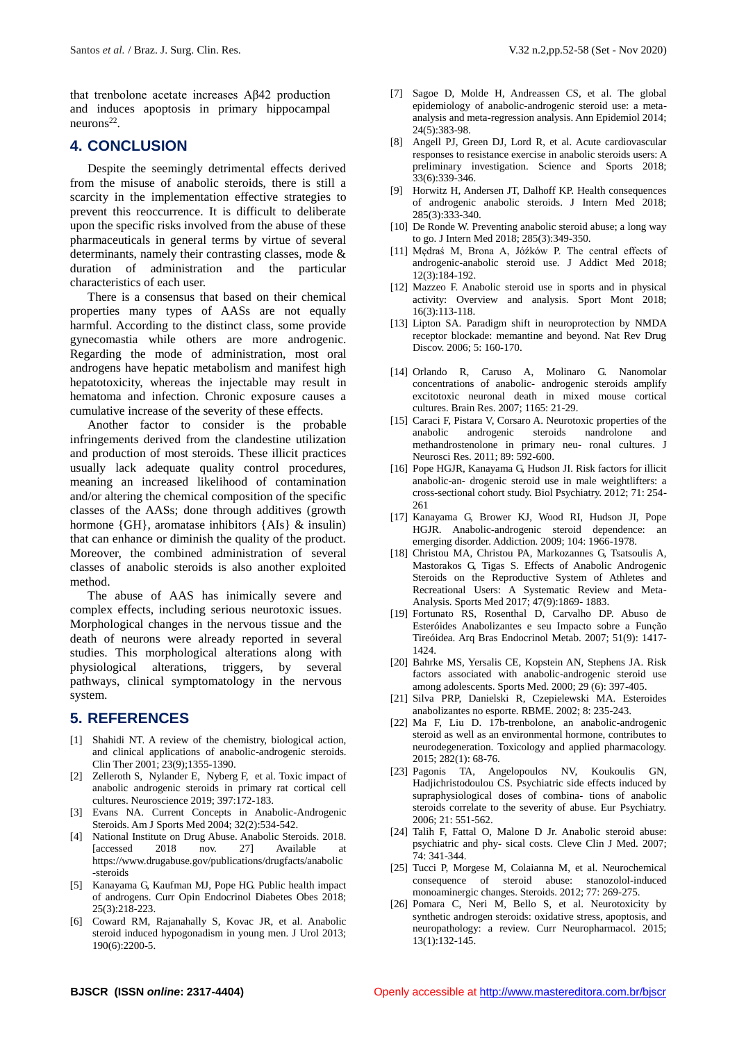that trenbolone acetate increases Aβ42 production and induces apoptosis in primary hippocampal neurons[22].

## 4. CONCLUSION

Despite the seemingly detrimental effects derived from the misuse of anabolic steroids, there is still a scarcity in the implementation effective strategies to prevent this reoccurrence. It is difficult to deliberate upon the specific risks involved from the abuse of these pharmaceuticals in general terms by virtue of several determinants, namely their contrasting classes, mode & duration of administration and the particular characteristics of each user.

There is a consensus that based on their chemical properties many types of AASs are not equally harmful. According to the distinct class, some provide gynecomastia while others are more androgenic. Regarding the mode of administration, most oral androgens have hepatic metabolism and manifest high hepatotoxicity, whereas the injectable may result in hematoma and infection. Chronic exposure causes a cumulative increase of the severity of these effects.

Another factor to consider is the probable infringements derived from the clandestine utilization and production of most steroids. These illicit practices usually lack adequate quality control procedures, meaning an increased likelihood of contamination and/or altering the chemical composition of the specific classes of the AASs; done through additives (growth hormone {GH}, aromatase inhibitors {AIs} & insulin) that can enhance or diminish the quality of the product. Moreover, the combined administration of several classes of anabolic steroids is also another exploited method.

The abuse of AAS has inimically severe and complex effects, including serious neurotoxic issues. Morphological changes in the nervous tissue and the death of neurons were already reported in several studies. This morphological alterations along with physiological alterations, triggers, by several pathways, clinical symptomatology in the nervous system.

## 5. REFERENCES

[1] Shahidi NT. A review of the chemistry, biological action, and clinical applications of anabolic-androgenic steroids. Clin Ther 2001; 23(9);1355-1390.

[2] Zelleroth S, Nylander E, Nyberg F, et al. Toxic impact of anabolic androgenic steroids in primary rat cortical cell cultures. Neuroscience 2019; 397:172-183.

[3] Evans NA. Current Concepts in Anabolic-Androgenic Steroids. Am J Sports Med 2004; 32(2):534-542.

[4] National Institute on Drug Abuse. Anabolic Steroids. 2018. [accessed 2018 nov. 27] Available at https://www.drugabuse.gov/publications/drugfacts/anabolic-steroids

[5] Kanayama G, Kaufman MJ, Pope HG. Public health impact of androgens. Curr Opin Endocrinol Diabetes Obes 2018; 25(3):218-223.

[6] Coward RM, Rajanahally S, Kovac JR, et al. Anabolic steroid induced hypogonadism in young men. J Urol 2013; 190(6):2200-5.

[7] Sagoe D, Molde H, Andreassen CS, et al. The global epidemiology of anabolic-androgenic steroid use: a meta-analysis and meta-regression analysis. Ann Epidemiol 2014; 24(5):383-98.

[8] Angell PJ, Green DJ, Lord R, et al. Acute cardiovascular responses to resistance exercise in anabolic steroids users: A preliminary investigation. Science and Sports 2018; 33(6):339-346.

[9] Horwitz H, Andersen JT, Dalhoff KP. Health consequences of androgenic anabolic steroids. J Intern Med 2018; 285(3):333-340.

[10] De Ronde W. Preventing anabolic steroid abuse; a long way to go. J Intern Med 2018; 285(3):349-350.

[11] Mędraś M, Brona A, Jóźków P. The central effects of androgenic-anabolic steroid use. J Addict Med 2018; 12(3):184-192.

[12] Mazzeo F. Anabolic steroid use in sports and in physical activity: Overview and analysis. Sport Mont 2018; 16(3):113-118.

[13] Lipton SA. Paradigm shift in neuroprotection by NMDA receptor blockade: memantine and beyond. Nat Rev Drug Discov. 2006; 5: 160-170.

[14] Orlando R, Caruso A, Molinaro G. Nanomolar concentrations of anabolic- androgenic steroids amplify excitotoxic neuronal death in mixed mouse cortical cultures. Brain Res. 2007; 1165: 21-29.

[15] Caraci F, Pistara V, Corsaro A. Neurotoxic properties of the anabolic androgenic steroids nandrolone and methandrostenolone in primary neu- ronal cultures. J Neurosci Res. 2011; 89: 592-600.

[16] Pope HGJR, Kanayama G, Hudson JI. Risk factors for illicit anabolic-an- drogenic steroid use in male weightlifters: a cross-sectional cohort study. Biol Psychiatry. 2012; 71: 254-261

[17] Kanayama G, Brower KJ, Wood RI, Hudson JI, Pope HGJR. Anabolic-androgenic steroid dependence: an emerging disorder. Addiction. 2009; 104: 1966-1978.

[18] Christou MA, Christou PA, Markozannes G, Tsatsoulis A, Mastorakos G, Tigas S. Effects of Anabolic Androgenic Steroids on the Reproductive System of Athletes and Recreational Users: A Systematic Review and Meta-Analysis. Sports Med 2017; 47(9):1869- 1883.

[19] Fortunato RS, Rosenthal D, Carvalho DP. Abuso de Esteróides Anabolizantes e seu Impacto sobre a Função Tireóidea. Arq Bras Endocrinol Metab. 2007; 51(9): 1417-1424.

[20] Bahrke MS, Yersalis CE, Kopstein AN, Stephens JA. Risk factors associated with anabolic-androgenic steroid use among adolescents. Sports Med. 2000; 29 (6): 397-405.

[21] Silva PRP, Danielski R, Czepielewski MA. Esteroides anabolizantes no esporte. RBME. 2002; 8: 235-243.

[22] Ma F, Liu D. 17b-trenbolone, an anabolic-androgenic steroid as well as an environmental hormone, contributes to neurodegeneration. Toxicology and applied pharmacology. 2015; 282(1): 68-76.

[23] Pagonis TA, Angelopoulos NV, Koukoulis GN, Hadjichristodoulou CS. Psychiatric side effects induced by supraphysiological doses of combina- tions of anabolic steroids correlate to the severity of abuse. Eur Psychiatry. 2006; 21: 551-562.

[24] Talih F, Fattal O, Malone D Jr. Anabolic steroid abuse: psychiatric and phy- sical costs. Cleve Clin J Med. 2007; 74: 341-344.

[25] Tucci P, Morgese M, Colaianna M, et al. Neurochemical consequence of steroid abuse: stanozolol-induced monoaminergic changes. Steroids. 2012; 77: 269-275.

[26] Pomara C, Neri M, Bello S, et al. Neurotoxicity by synthetic androgen steroids: oxidative stress, apoptosis, and neuropathology: a review. Curr Neuropharmacol. 2015; 13(1):132-145.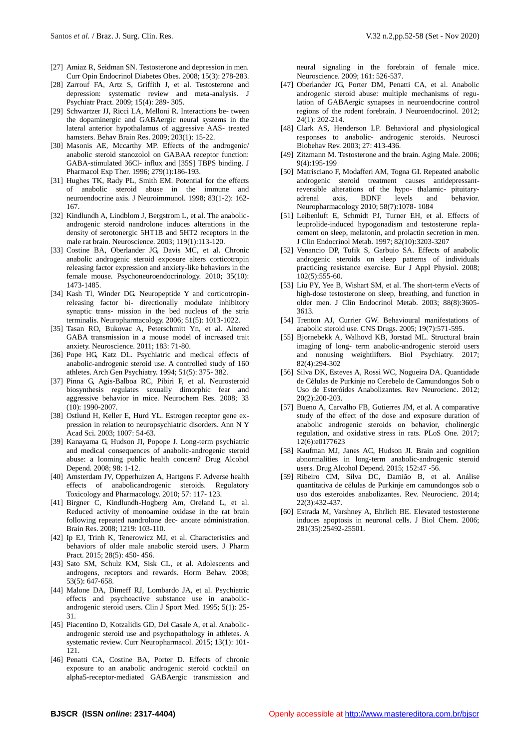[27] Amiaz R, Seidman SN. Testosterone and depression in men. Curr Opin Endocrinol Diabetes Obes. 2008; 15(3): 278-283.

[28] Zarrouf FA, Artz S, Griffith J, et al. Testosterone and depression: systematic review and meta-analysis. J Psychiatr Pract. 2009; 15(4): 289- 305.

[29] Schwartzer JJ, Ricci LA, Melloni R. Interactions be- tween the dopaminergic and GABAergic neural systems in the lateral anterior hypothalamus of aggressive AAS- treated hamsters. Behav Brain Res. 2009; 203(1): 15-22.

[30] Masonis AE, Mccarthy MP. Effects of the androgenic/ anabolic steroid stanozolol on GABAA receptor function: GABA-stimulated 36Cl- influx and [35S] TBPS binding. J Pharmacol Exp Ther. 1996; 279(1):186-193.

[31] Hughes TK, Rady PL, Smith EM. Potential for the effects of anabolic steroid abuse in the immune and neuroendocrine axis. J Neuroimmunol. 1998; 83(1-2): 162-167.

[32] Kindlundh A, Lindblom J, Bergstrom L, et al. The anabolic-androgenic steroid nandrolone induces alterations in the density of serotonergic 5HT1B and 5HT2 receptors in the male rat brain. Neuroscience. 2003; 119(1):113-120.

[33] Costine BA, Oberlander JG, Davis MC, et al. Chronic anabolic androgenic steroid exposure alters corticotropin releasing factor expression and anxiety-like behaviors in the female mouse. Psychoneuroendocrinology. 2010; 35(10): 1473-1485.

[34] Kash Tl, Winder DG. Neuropeptide Y and corticotropin-releasing factor bi- directionally modulate inhibitory synaptic trans- mission in the bed nucleus of the stria terminalis. Neuropharmacology. 2006; 51(5): 1013-1022.

[35] Tasan RO, Bukovac A, Peterschmitt Yn, et al. Altered GABA transmission in a mouse model of increased trait anxiety. Neuroscience. 2011; 183: 71-80.

[36] Pope HG, Katz DL. Psychiatric and medical effects of anabolic-androgenic steroid use. A controlled study of 160 athletes. Arch Gen Psychiatry. 1994; 51(5): 375- 382.

[37] Pinna G, Agis-Balboa RC, Pibiri F, et al. Neurosteroid biosynthesis regulates sexually dimorphic fear and aggressive behavior in mice. Neurochem Res. 2008; 33 (10): 1990-2007.

[38] Ostlund H, Keller E, Hurd YL. Estrogen receptor gene ex- pression in relation to neuropsychiatric disorders. Ann N Y Acad Sci. 2003; 1007: 54-63.

[39] Kanayama G, Hudson JI, Popope J. Long-term psychiatric and medical consequences of anabolic-androgenic steroid abuse: a looming public health concern? Drug Alcohol Depend. 2008; 98: 1-12.

[40] Amsterdam JV, Opperhuizen A, Hartgens F. Adverse health effects of anabolicandrogenic steroids. Regulatory Toxicology and Pharmacology. 2010; 57: 117- 123.

[41] Birgner C, Kindlundh-Hogberg Am, Oreland L, et al. Reduced activity of monoamine oxidase in the rat brain following repeated nandrolone dec- anoate administration. Brain Res. 2008; 1219: 103-110.

[42] Ip EJ, Trinh K, Tenerowicz MJ, et al. Characteristics and behaviors of older male anabolic steroid users. J Pharm Pract. 2015; 28(5): 450- 456.

[43] Sato SM, Schulz KM, Sisk CL, et al. Adolescents and androgens, receptors and rewards. Horm Behav. 2008; 53(5): 647-658.

[44] Malone DA, Dimeff RJ, Lombardo JA, et al. Psychiatric effects and psychoactive substance use in anabolic-androgenic steroid users. Clin J Sport Med. 1995; 5(1): 25-31.

[45] Piacentino D, Kotzalidis GD, Del Casale A, et al. Anabolic-androgenic steroid use and psychopathology in athletes. A systematic review. Curr Neuropharmacol. 2015; 13(1): 101-121.

[46] Penatti CA, Costine BA, Porter D. Effects of chronic exposure to an anabolic androgenic steroid cocktail on alpha5-receptor-mediated GABAergic transmission and neural signaling in the forebrain of female mice. Neuroscience. 2009; 161: 526-537.

[47] Oberlander JG, Porter DM, Penatti CA, et al. Anabolic androgenic steroid abuse: multiple mechanisms of regu- lation of GABAergic synapses in neuroendocrine control regions of the rodent forebrain. J Neuroendocrinol. 2012; 24(1): 202-214.

[48] Clark AS, Henderson LP. Behavioral and physiological responses to anabolic- androgenic steroids. Neurosci Biobehav Rev. 2003; 27: 413-436.

[49] Zitzmann M. Testosterone and the brain. Aging Male. 2006; 9(4):195-199

[50] Matrisciano F, Modafferi AM, Togna GI. Repeated anabolic androgenic steroid treatment causes antidepressant-reversible alterations of the hypo- thalamic- pituitary-adrenal axis, BDNF levels and behavior. Neuropharmacology 2010; 58(7):1078- 1084

[51] Leibenluft E, Schmidt PJ, Turner EH, et al. Effects of leuprolide-induced hypogonadism and testosterone repla- cement on sleep, melatonin, and prolactin secretion in men. J Clin Endocrinol Metab. 1997; 82(10):3203-3207

[52] Venancio DP, Tufik S, Garbuio SA. Effects of anabolic androgenic steroids on sleep patterns of individuals practicing resistance exercise. Eur J Appl Physiol. 2008; 102(5):555-60.

[53] Liu PY, Yee B, Wishart SM, et al. The short-term eVects of high-dose testosterone on sleep, breathing, and function in older men. J Clin Endocrinol Metab. 2003; 88(8):3605-3613.

[54] Trenton AJ, Currier GW. Behavioural manifestations of anabolic steroid use. CNS Drugs. 2005; 19(7):571-595.

[55] Bjornebekk A, Walhovd KB, Jorstad ML. Structural brain imaging of long- term anabolic-androgenic steroid users and nonusing weightlifters. Biol Psychiatry. 2017; 82(4):294-302

[56] Silva DK, Esteves A, Rossi WC, Nogueira DA. Quantidade de Células de Purkinje no Cerebelo de Camundongos Sob o Uso de Esteróides Anabolizantes. Rev Neurocienc. 2012; 20(2):200-203.

[57] Bueno A, Carvalho FB, Gutierres JM, et al. A comparative study of the effect of the dose and exposure duration of anabolic androgenic steroids on behavior, cholinergic regulation, and oxidative stress in rats. PLoS One. 2017; 12(6):e0177623

[58] Kaufman MJ, Janes AC, Hudson JI. Brain and cognition abnormalities in long-term anabolic-androgenic steroid users. Drug Alcohol Depend. 2015; 152:47 -56.

[59] Ribeiro CM, Silva DC, Damião B, et al. Análise quantitativa de células de Purkinje em camundongos sob o uso dos esteroides anabolizantes. Rev. Neurocienc. 2014; 22(3):432-437.

[60] Estrada M, Varshney A, Ehrlich BE. Elevated testosterone induces apoptosis in neuronal cells. J Biol Chem. 2006; 281(35):25492-25501.